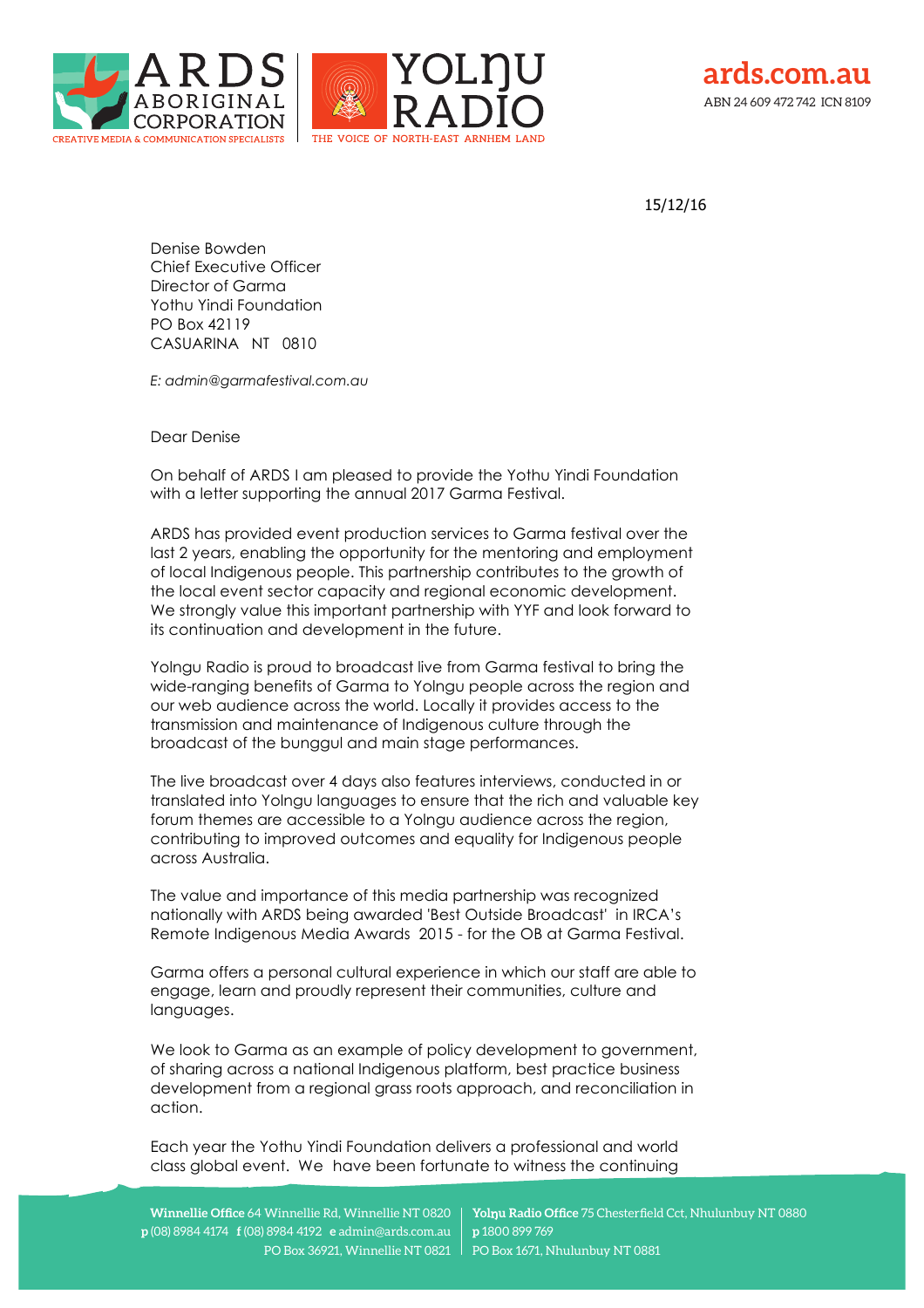ARDS ABORIGINAL CORPORATION
CREATIVE MEDIA & COMMUNICATION SPECIALISTS

YOLŊU RADIO
THE VOICE OF NORTH-EAST ARNHEM LAND

ards.com.au
ABN 24 609 472 742 ICN 8109

15/12/16

Denise Bowden
Chief Executive Officer
Director of Garma
Yothu Yindi Foundation
PO Box 42119
CASUARINA NT 0810

*E: admin@garmafestival.com.au*

Dear Denise

On behalf of ARDS I am pleased to provide the Yothu Yindi Foundation with a letter supporting the annual 2017 Garma Festival.

ARDS has provided event production services to Garma festival over the last 2 years, enabling the opportunity for the mentoring and employment of local Indigenous people. This partnership contributes to the growth of the local event sector capacity and regional economic development. We strongly value this important partnership with YYF and look forward to its continuation and development in the future.

Yolngu Radio is proud to broadcast live from Garma festival to bring the wide-ranging benefits of Garma to Yolngu people across the region and our web audience across the world. Locally it provides access to the transmission and maintenance of Indigenous culture through the broadcast of the bunggul and main stage performances.

The live broadcast over 4 days also features interviews, conducted in or translated into Yolngu languages to ensure that the rich and valuable key forum themes are accessible to a Yolngu audience across the region, contributing to improved outcomes and equality for Indigenous people across Australia.

The value and importance of this media partnership was recognized nationally with ARDS being awarded 'Best Outside Broadcast' in IRCA's Remote Indigenous Media Awards 2015 - for the OB at Garma Festival.

Garma offers a personal cultural experience in which our staff are able to engage, learn and proudly represent their communities, culture and languages.

We look to Garma as an example of policy development to government, of sharing across a national Indigenous platform, best practice business development from a regional grass roots approach, and reconciliation in action.

Each year the Yothu Yindi Foundation delivers a professional and world class global event. We have been fortunate to witness the continuing

**Winnellie Office** 64 Winnellie Rd, Winnellie NT 0820
**p** (08) 8984 4174 **f** (08) 8984 4192 **e** admin@ards.com.au
PO Box 36921, Winnellie NT 0821

**Yolŋu Radio Office** 75 Chesterfield Cct, Nhulunbuy NT 0880
**p** 1800 899 769
PO Box 1671, Nhulunbuy NT 0881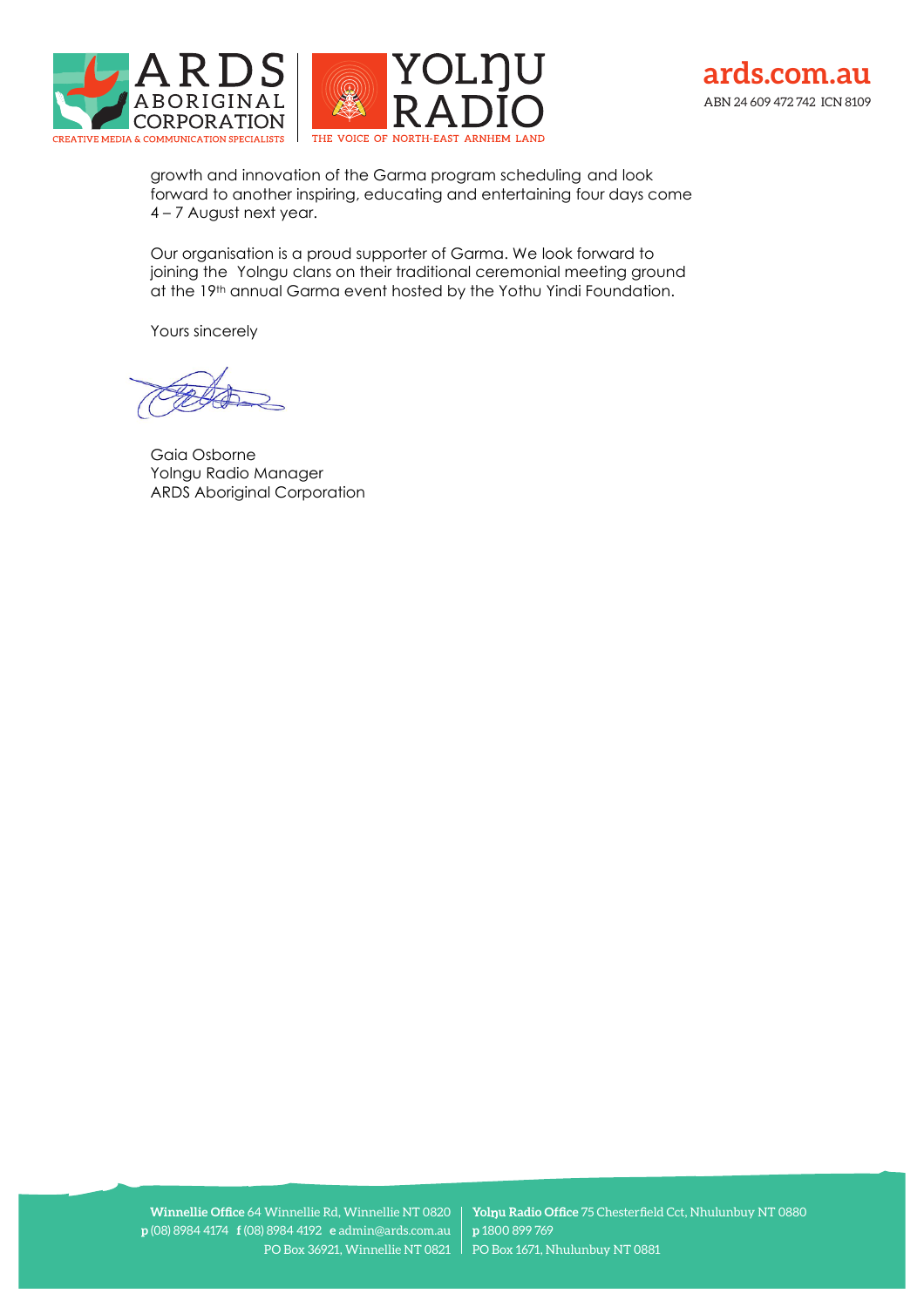growth and innovation of the Garma program scheduling and look forward to another inspiring, educating and entertaining four days come 4 – 7 August next year.

Our organisation is a proud supporter of Garma. We look forward to joining the Yolngu clans on their traditional ceremonial meeting ground at the 19th annual Garma event hosted by the Yothu Yindi Foundation.

Yours sincerely

Gaia Osborne
Yolngu Radio Manager
ARDS Aboriginal Corporation